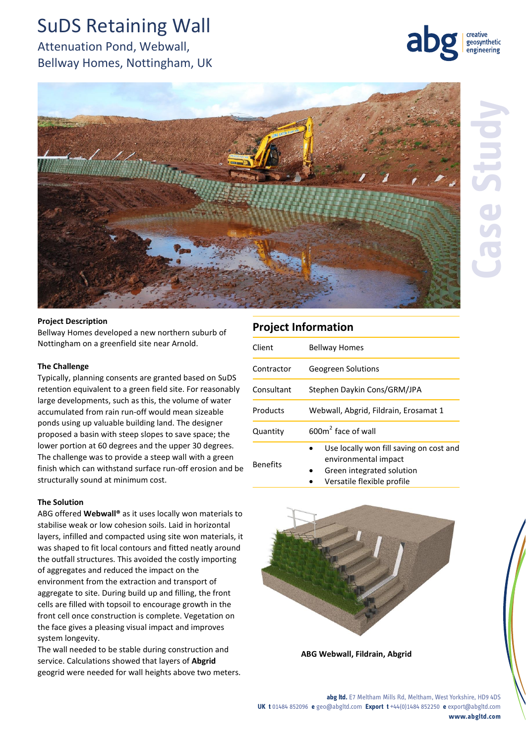# SuDS Retaining Wall

## Attenuation Pond, Webwall, Bellway Homes, Nottingham, UK

**Project Description**
Bellway Homes developed a new northern suburb of Nottingham on a greenfield site near Arnold.

**The Challenge**
Typically, planning consents are granted based on SuDS retention equivalent to a green field site. For reasonably large developments, such as this, the volume of water accumulated from rain run-off would mean sizeable ponds using up valuable building land. The designer proposed a basin with steep slopes to save space; the lower portion at 60 degrees and the upper 30 degrees. The challenge was to provide a steep wall with a green finish which can withstand surface run-off erosion and be structurally sound at minimum cost.

**The Solution**
ABG offered **Webwall®** as it uses locally won materials to stabilise weak or low cohesion soils. Laid in horizontal layers, infilled and compacted using site won materials, it was shaped to fit local contours and fitted neatly around the outfall structures. This avoided the costly importing of aggregates and reduced the impact on the environment from the extraction and transport of aggregate to site. During build up and filling, the front cells are filled with topsoil to encourage growth in the front cell once construction is complete. Vegetation on the face gives a pleasing visual impact and improves system longevity.
The wall needed to be stable during construction and service. Calculations showed that layers of **Abgrid** geogrid were needed for wall heights above two meters.

## Project Information

| | |
|---|---|
| Client | Bellway Homes |
| Contractor | Geogreen Solutions |
| Consultant | Stephen Daykin Cons/GRM/JPA |
| Products | Webwall, Abgrid, Fildrain, Erosamat 1 |
| Quantity | 600m$^2$ face of wall |
| Benefits | • Use locally won fill saving on cost and environmental impact<br>• Green integrated solution<br>• Versatile flexible profile |

**ABG Webwall, Fildrain, Abgrid**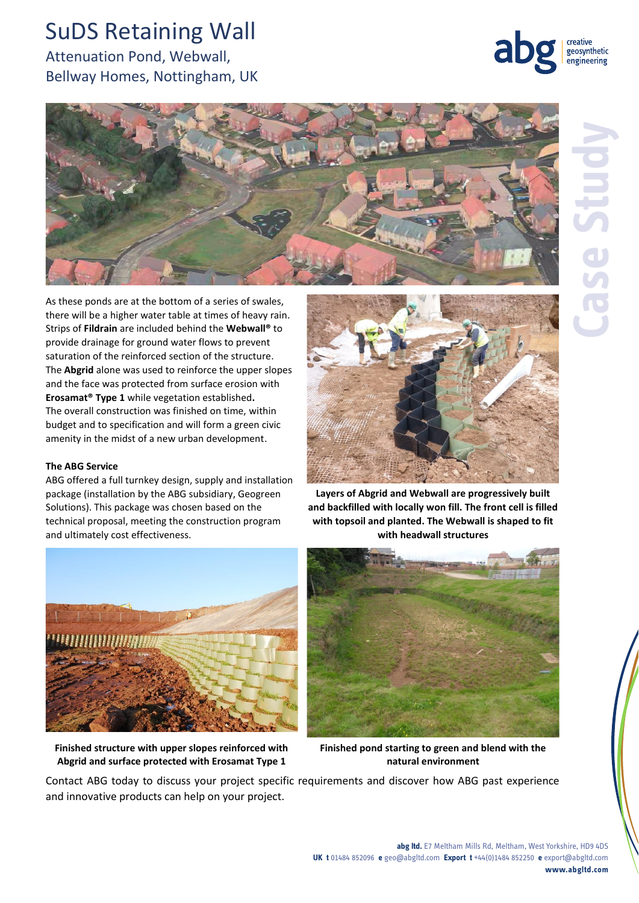# SuDS Retaining Wall

Attenuation Pond, Webwall, Bellway Homes, Nottingham, UK

As these ponds are at the bottom of a series of swales, there will be a higher water table at times of heavy rain. Strips of **Fildrain** are included behind the **Webwall®** to provide drainage for ground water flows to prevent saturation of the reinforced section of the structure. The **Abgrid** alone was used to reinforce the upper slopes and the face was protected from surface erosion with **Erosamat® Type 1** while vegetation established. The overall construction was finished on time, within budget and to specification and will form a green civic amenity in the midst of a new urban development.

**Layers of Abgrid and Webwall are progressively built and backfilled with locally won fill. The front cell is filled with topsoil and planted. The Webwall is shaped to fit with headwall structures**

**The ABG Service**

ABG offered a full turnkey design, supply and installation package (installation by the ABG subsidiary, Geogreen Solutions). This package was chosen based on the technical proposal, meeting the construction program and ultimately cost effectiveness.

**Finished structure with upper slopes reinforced with Abgrid and surface protected with Erosamat Type 1**

**Finished pond starting to green and blend with the natural environment**

Contact ABG today to discuss your project specific requirements and discover how ABG past experience and innovative products can help on your project.

**abg ltd.** E7 Meltham Mills Rd, Meltham, West Yorkshire, HD9 4DS
**UK t** 01484 852096 **e** geo@abgltd.com **Export t** +44(0)1484 852250 **e** export@abgltd.com
**www.abgltd.com**